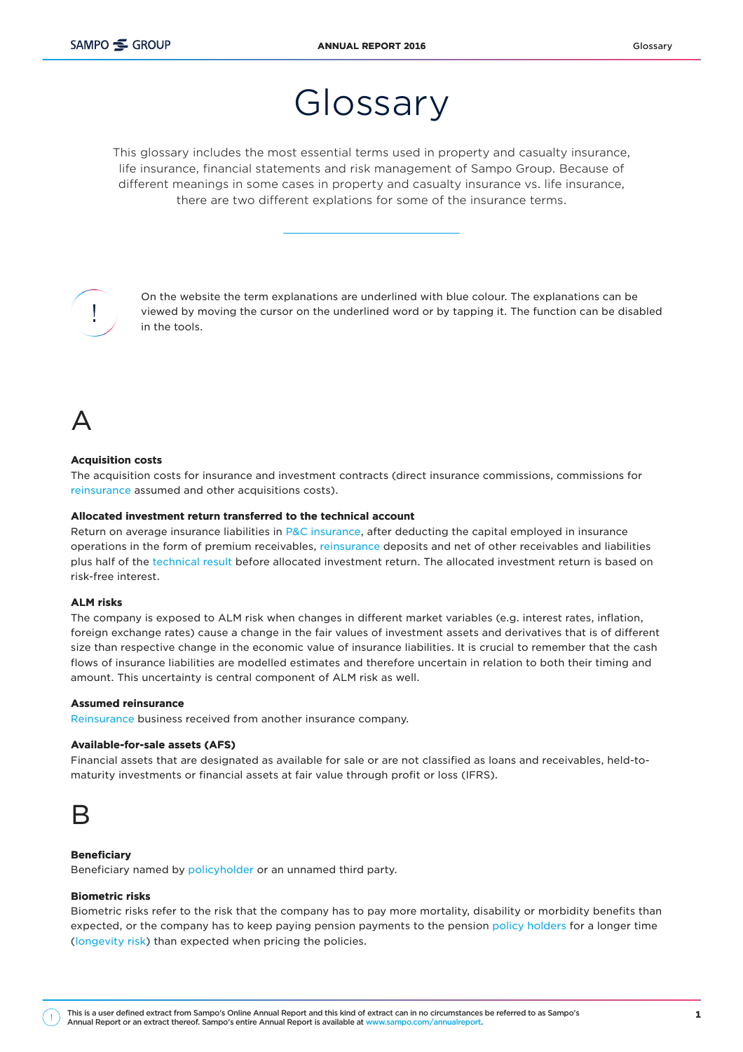# Glossary

This glossary includes the most essential terms used in property and casualty insurance, life insurance, financial statements and risk management of Sampo Group. Because of different meanings in some cases in property and casualty insurance vs. life insurance, there are two different explations for some of the insurance terms.

On the website the term explanations are underlined with blue colour. The explanations can be viewed by moving the cursor on the underlined word or by tapping it. The function can be disabled in the tools.

## A

**Acquisition costs**
The acquisition costs for insurance and investment contracts (direct insurance commissions, commissions for reinsurance assumed and other acquisitions costs).

**Allocated investment return transferred to the technical account**
Return on average insurance liabilities in P&C insurance, after deducting the capital employed in insurance operations in the form of premium receivables, reinsurance deposits and net of other receivables and liabilities plus half of the technical result before allocated investment return. The allocated investment return is based on risk-free interest.

**ALM risks**
The company is exposed to ALM risk when changes in different market variables (e.g. interest rates, inflation, foreign exchange rates) cause a change in the fair values of investment assets and derivatives that is of different size than respective change in the economic value of insurance liabilities. It is crucial to remember that the cash flows of insurance liabilities are modelled estimates and therefore uncertain in relation to both their timing and amount. This uncertainty is central component of ALM risk as well.

**Assumed reinsurance**
Reinsurance business received from another insurance company.

**Available-for-sale assets (AFS)**
Financial assets that are designated as available for sale or are not classified as loans and receivables, held-to-maturity investments or financial assets at fair value through profit or loss (IFRS).

## B

**Beneficiary**
Beneficiary named by policyholder or an unnamed third party.

**Biometric risks**
Biometric risks refer to the risk that the company has to pay more mortality, disability or morbidity benefits than expected, or the company has to keep paying pension payments to the pension policy holders for a longer time (longevity risk) than expected when pricing the policies.

This is a user defined extract from Sampo's Online Annual Report and this kind of extract can in no circumstances be referred to as Sampo's Annual Report or an extract thereof. Sampo's entire Annual Report is available at www.sampo.com/annualreport.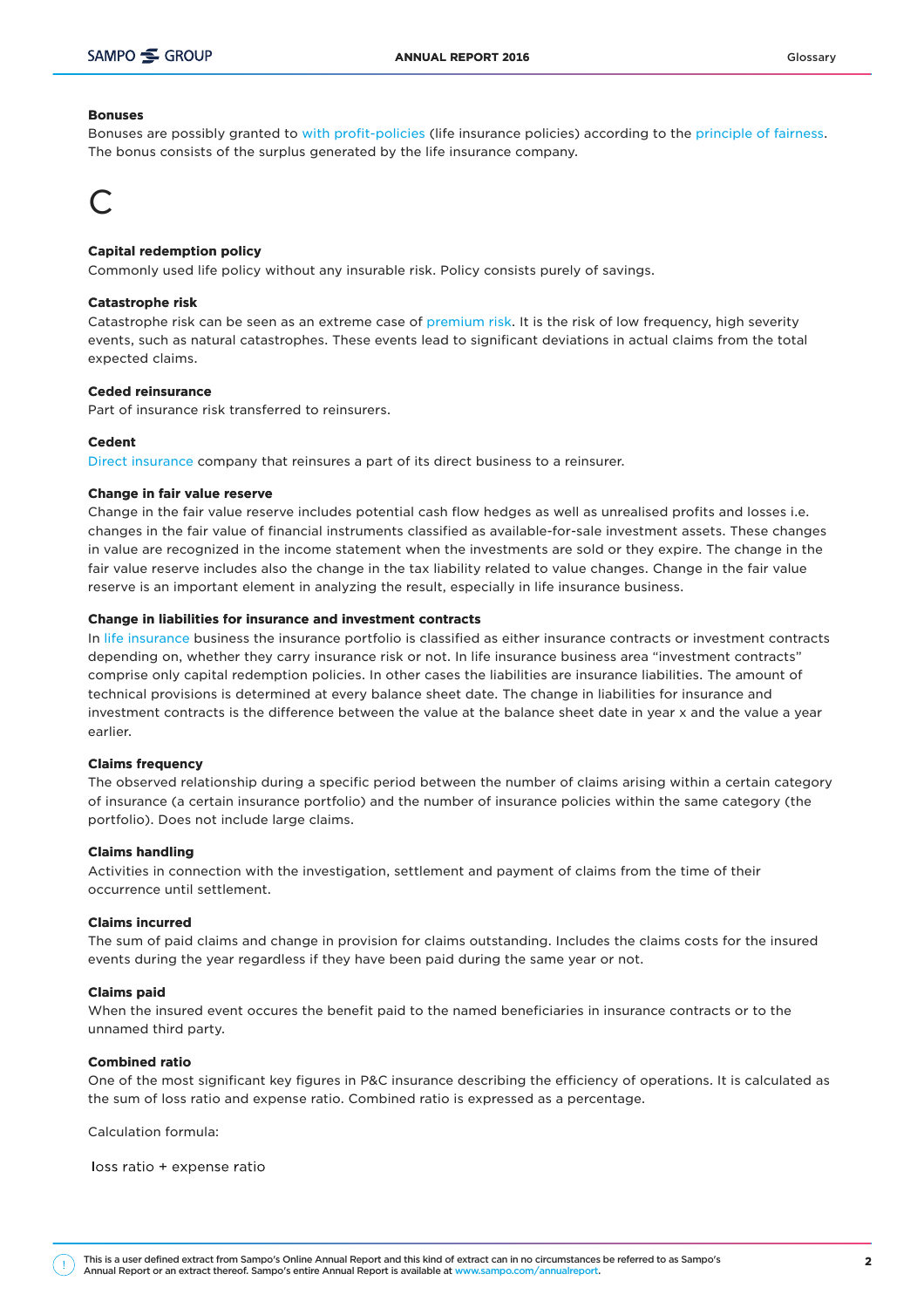### Bonuses

Bonuses are possibly granted to with profit-policies (life insurance policies) according to the principle of fairness. The bonus consists of the surplus generated by the life insurance company.

# C

### Capital redemption policy

Commonly used life policy without any insurable risk. Policy consists purely of savings.

### Catastrophe risk

Catastrophe risk can be seen as an extreme case of premium risk. It is the risk of low frequency, high severity events, such as natural catastrophes. These events lead to significant deviations in actual claims from the total expected claims.

### Ceded reinsurance

Part of insurance risk transferred to reinsurers.

### Cedent

Direct insurance company that reinsures a part of its direct business to a reinsurer.

### Change in fair value reserve

Change in the fair value reserve includes potential cash flow hedges as well as unrealised profits and losses i.e. changes in the fair value of financial instruments classified as available-for-sale investment assets. These changes in value are recognized in the income statement when the investments are sold or they expire. The change in the fair value reserve includes also the change in the tax liability related to value changes. Change in the fair value reserve is an important element in analyzing the result, especially in life insurance business.

### Change in liabilities for insurance and investment contracts

In life insurance business the insurance portfolio is classified as either insurance contracts or investment contracts depending on, whether they carry insurance risk or not. In life insurance business area "investment contracts" comprise only capital redemption policies. In other cases the liabilities are insurance liabilities. The amount of technical provisions is determined at every balance sheet date. The change in liabilities for insurance and investment contracts is the difference between the value at the balance sheet date in year x and the value a year earlier.

### Claims frequency

The observed relationship during a specific period between the number of claims arising within a certain category of insurance (a certain insurance portfolio) and the number of insurance policies within the same category (the portfolio). Does not include large claims.

### Claims handling

Activities in connection with the investigation, settlement and payment of claims from the time of their occurrence until settlement.

### Claims incurred

The sum of paid claims and change in provision for claims outstanding. Includes the claims costs for the insured events during the year regardless if they have been paid during the same year or not.

### Claims paid

When the insured event occures the benefit paid to the named beneficiaries in insurance contracts or to the unnamed third party.

### Combined ratio

One of the most significant key figures in P&C insurance describing the efficiency of operations. It is calculated as the sum of loss ratio and expense ratio. Combined ratio is expressed as a percentage.

Calculation formula:

loss ratio + expense ratio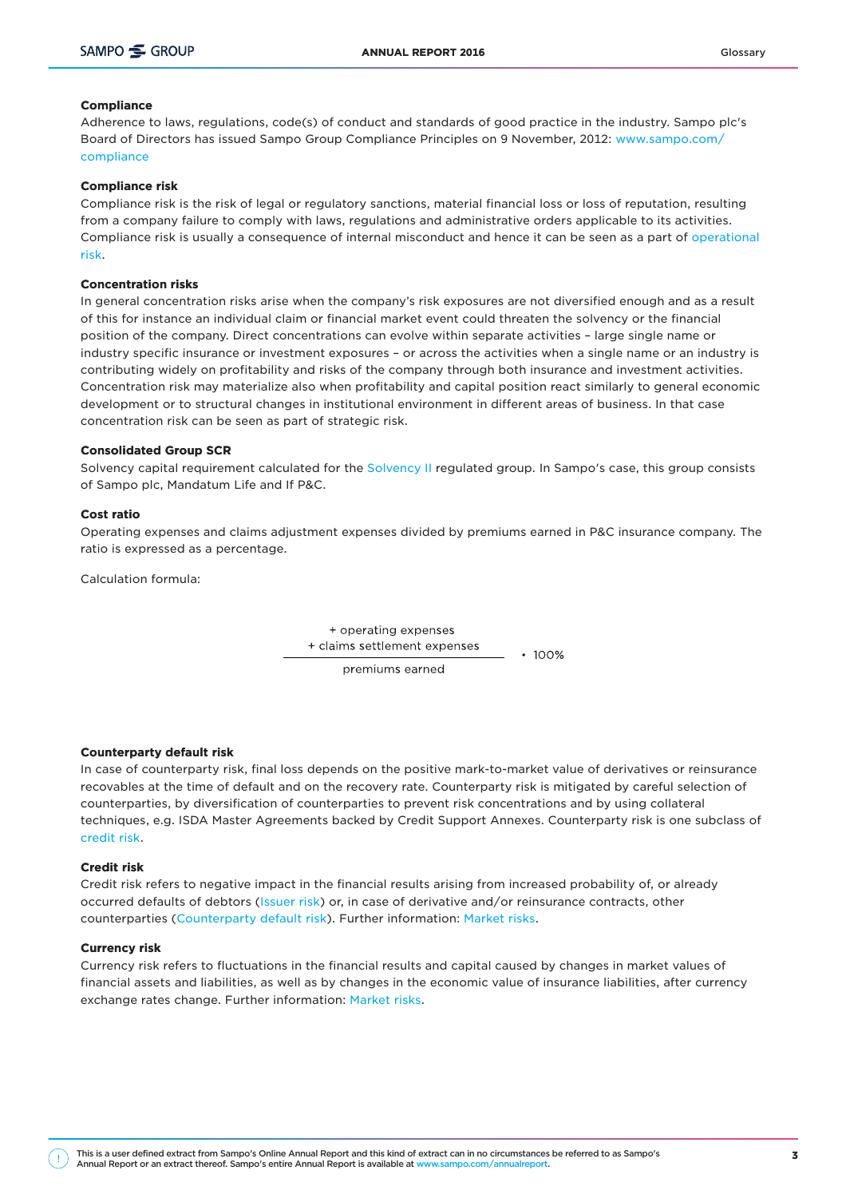**Compliance**

Adherence to laws, regulations, code(s) of conduct and standards of good practice in the industry. Sampo plc's Board of Directors has issued Sampo Group Compliance Principles on 9 November, 2012: www.sampo.com/compliance

**Compliance risk**

Compliance risk is the risk of legal or regulatory sanctions, material financial loss or loss of reputation, resulting from a company failure to comply with laws, regulations and administrative orders applicable to its activities. Compliance risk is usually a consequence of internal misconduct and hence it can be seen as a part of operational risk.

**Concentration risks**

In general concentration risks arise when the company's risk exposures are not diversified enough and as a result of this for instance an individual claim or financial market event could threaten the solvency or the financial position of the company. Direct concentrations can evolve within separate activities – large single name or industry specific insurance or investment exposures – or across the activities when a single name or an industry is contributing widely on profitability and risks of the company through both insurance and investment activities. Concentration risk may materialize also when profitability and capital position react similarly to general economic development or to structural changes in institutional environment in different areas of business. In that case concentration risk can be seen as part of strategic risk.

**Consolidated Group SCR**

Solvency capital requirement calculated for the Solvency II regulated group. In Sampo's case, this group consists of Sampo plc, Mandatum Life and If P&C.

**Cost ratio**

Operating expenses and claims adjustment expenses divided by premiums earned in P&C insurance company. The ratio is expressed as a percentage.

Calculation formula:

$$\frac{+\text{ operating expenses} + \text{ claims settlement expenses}}{\text{premiums earned}} \cdot 100\%$$

**Counterparty default risk**

In case of counterparty risk, final loss depends on the positive mark-to-market value of derivatives or reinsurance recovables at the time of default and on the recovery rate. Counterparty risk is mitigated by careful selection of counterparties, by diversification of counterparties to prevent risk concentrations and by using collateral techniques, e.g. ISDA Master Agreements backed by Credit Support Annexes. Counterparty risk is one subclass of credit risk.

**Credit risk**

Credit risk refers to negative impact in the financial results arising from increased probability of, or already occurred defaults of debtors (Issuer risk) or, in case of derivative and/or reinsurance contracts, other counterparties (Counterparty default risk). Further information: Market risks.

**Currency risk**

Currency risk refers to fluctuations in the financial results and capital caused by changes in market values of financial assets and liabilities, as well as by changes in the economic value of insurance liabilities, after currency exchange rates change. Further information: Market risks.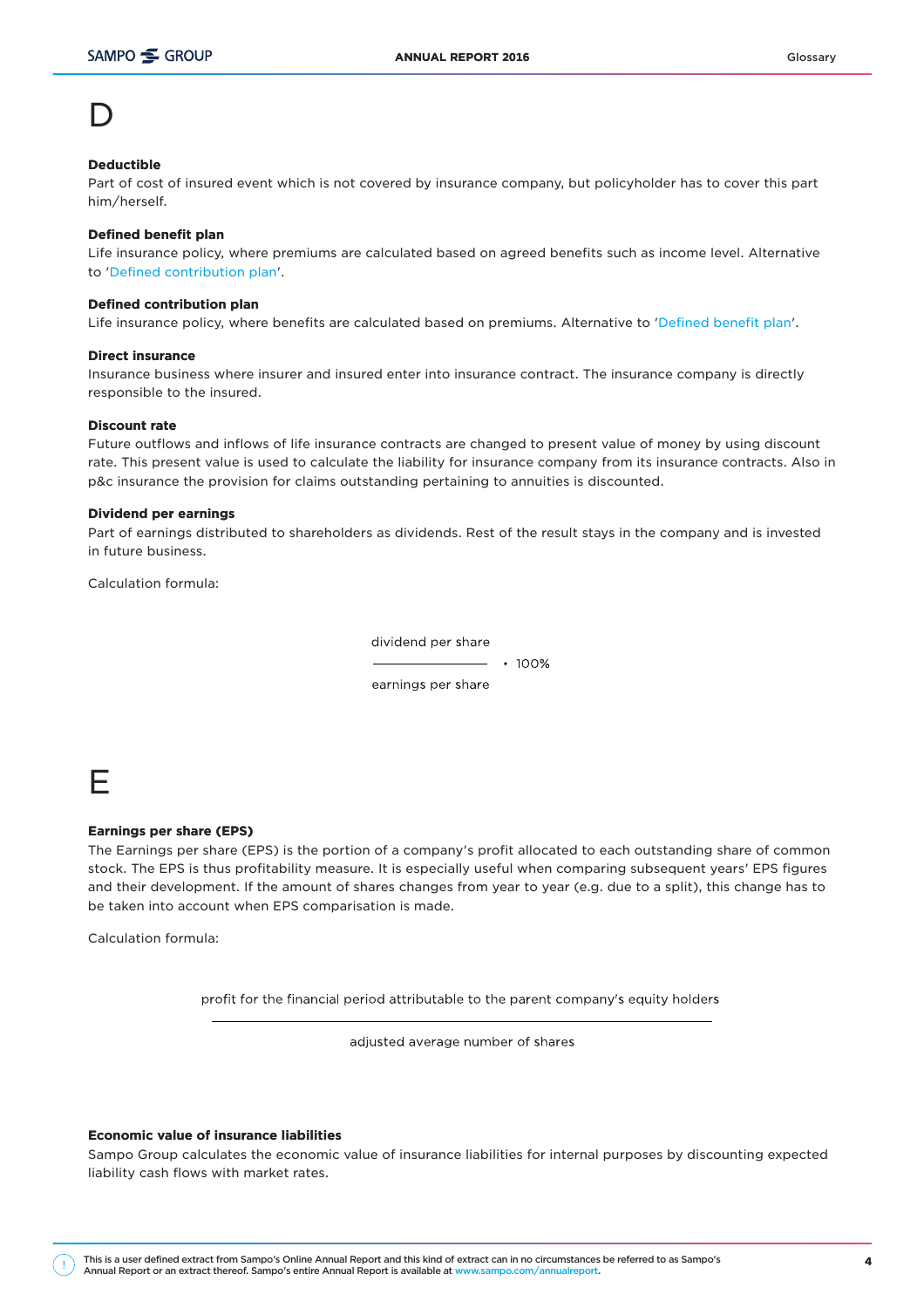# D

### Deductible

Part of cost of insured event which is not covered by insurance company, but policyholder has to cover this part him/herself.

### Defined benefit plan

Life insurance policy, where premiums are calculated based on agreed benefits such as income level. Alternative to 'Defined contribution plan'.

### Defined contribution plan

Life insurance policy, where benefits are calculated based on premiums. Alternative to 'Defined benefit plan'.

### Direct insurance

Insurance business where insurer and insured enter into insurance contract. The insurance company is directly responsible to the insured.

### Discount rate

Future outflows and inflows of life insurance contracts are changed to present value of money by using discount rate. This present value is used to calculate the liability for insurance company from its insurance contracts. Also in p&c insurance the provision for claims outstanding pertaining to annuities is discounted.

### Dividend per earnings

Part of earnings distributed to shareholders as dividends. Rest of the result stays in the company and is invested in future business.

Calculation formula:

$$\frac{\text{dividend per share}}{\text{earnings per share}} \cdot 100\%$$

# E

### Earnings per share (EPS)

The Earnings per share (EPS) is the portion of a company's profit allocated to each outstanding share of common stock. The EPS is thus profitability measure. It is especially useful when comparing subsequent years' EPS figures and their development. If the amount of shares changes from year to year (e.g. due to a split), this change has to be taken into account when EPS comparisation is made.

Calculation formula:

$$\frac{\text{profit for the financial period attributable to the parent company's equity holders}}{\text{adjusted average number of shares}}$$

### Economic value of insurance liabilities

Sampo Group calculates the economic value of insurance liabilities for internal purposes by discounting expected liability cash flows with market rates.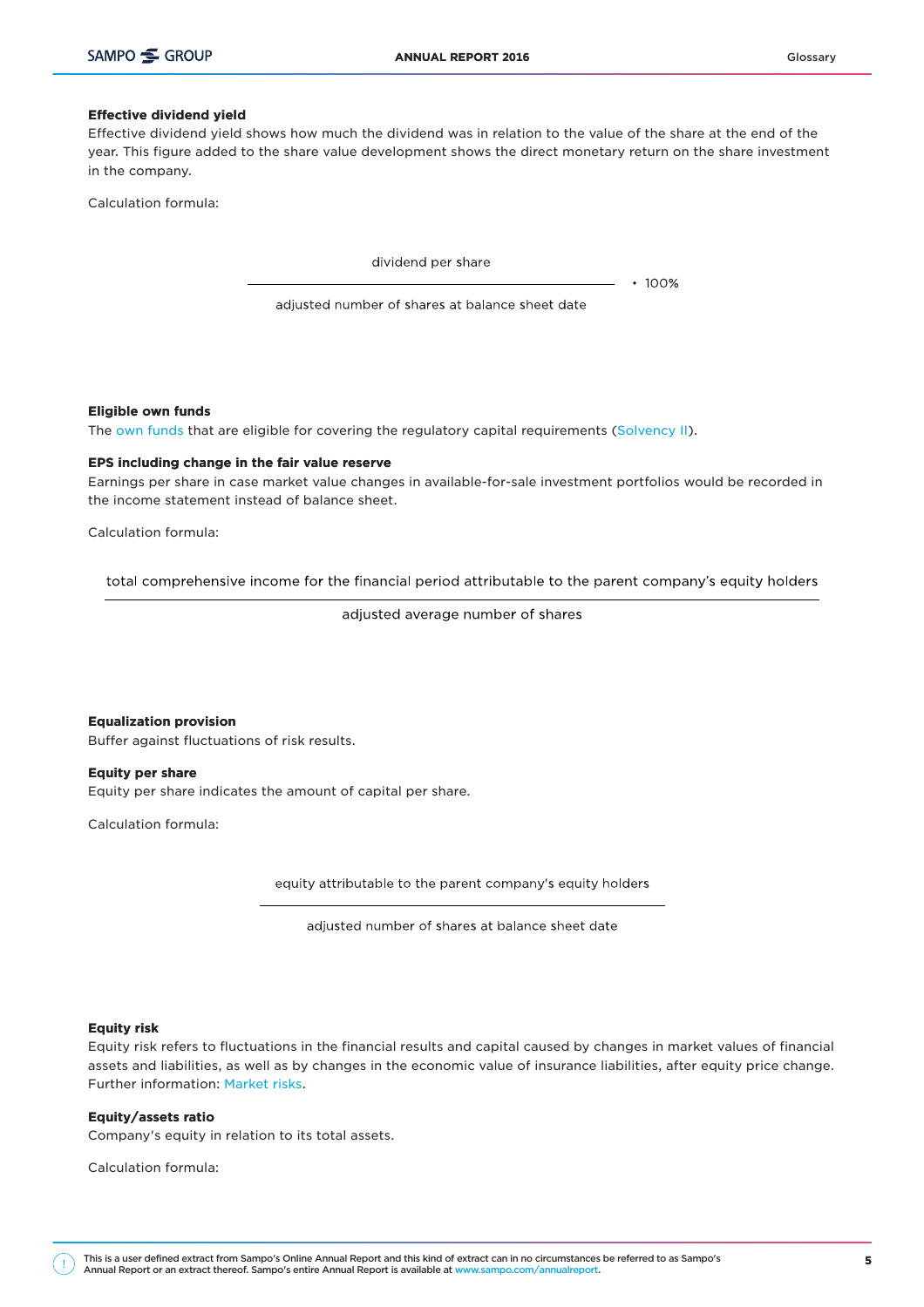**Effective dividend yield**

Effective dividend yield shows how much the dividend was in relation to the value of the share at the end of the year. This figure added to the share value development shows the direct monetary return on the share investment in the company.

Calculation formula:

$$\frac{\text{dividend per share}}{\text{adjusted number of shares at balance sheet date}} \cdot 100\%$$

**Eligible own funds**

The own funds that are eligible for covering the regulatory capital requirements (Solvency II).

**EPS including change in the fair value reserve**

Earnings per share in case market value changes in available-for-sale investment portfolios would be recorded in the income statement instead of balance sheet.

Calculation formula:

$$\frac{\text{total comprehensive income for the financial period attributable to the parent company's equity holders}}{\text{adjusted average number of shares}}$$

**Equalization provision**

Buffer against fluctuations of risk results.

**Equity per share**

Equity per share indicates the amount of capital per share.

Calculation formula:

$$\frac{\text{equity attributable to the parent company's equity holders}}{\text{adjusted number of shares at balance sheet date}}$$

**Equity risk**

Equity risk refers to fluctuations in the financial results and capital caused by changes in market values of financial assets and liabilities, as well as by changes in the economic value of insurance liabilities, after equity price change. Further information: Market risks.

**Equity/assets ratio**

Company's equity in relation to its total assets.

Calculation formula: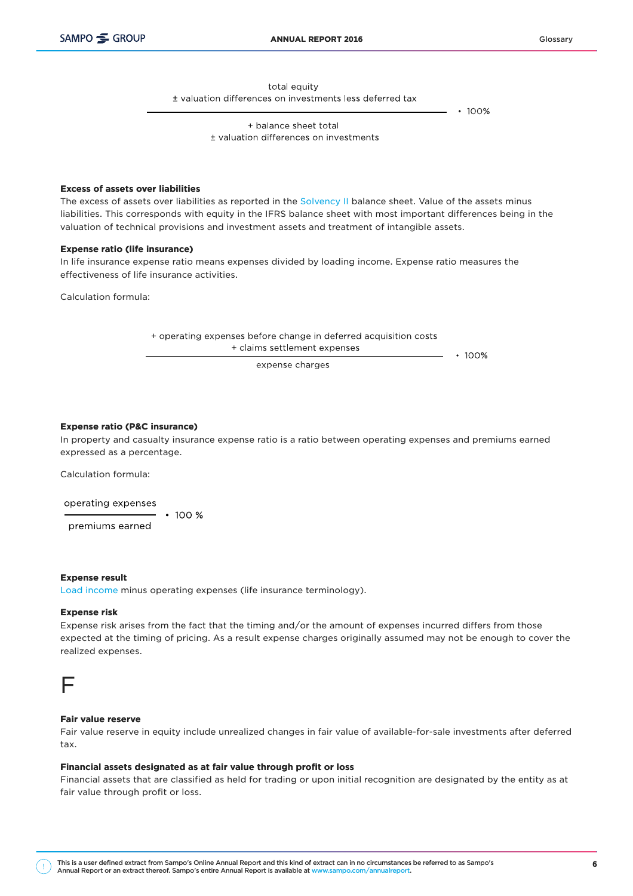$$\frac{\text{total equity} \pm \text{valuation differences on investments less deferred tax}}{+ \text{balance sheet total} \pm \text{valuation differences on investments}} \cdot 100\%$$

**Excess of assets over liabilities**
The excess of assets over liabilities as reported in the Solvency II balance sheet. Value of the assets minus liabilities. This corresponds with equity in the IFRS balance sheet with most important differences being in the valuation of technical provisions and investment assets and treatment of intangible assets.

**Expense ratio (life insurance)**
In life insurance expense ratio means expenses divided by loading income. Expense ratio measures the effectiveness of life insurance activities.

Calculation formula:

$$\frac{+ \text{operating expenses before change in deferred acquisition costs} + \text{claims settlement expenses}}{\text{expense charges}} \cdot 100\%$$

**Expense ratio (P&C insurance)**
In property and casualty insurance expense ratio is a ratio between operating expenses and premiums earned expressed as a percentage.

Calculation formula:

$$\frac{\text{operating expenses}}{\text{premiums earned}} \cdot 100\ \%$$

**Expense result**
Load income minus operating expenses (life insurance terminology).

**Expense risk**
Expense risk arises from the fact that the timing and/or the amount of expenses incurred differs from those expected at the timing of pricing. As a result expense charges originally assumed may not be enough to cover the realized expenses.

# F

**Fair value reserve**
Fair value reserve in equity include unrealized changes in fair value of available-for-sale investments after deferred tax.

**Financial assets designated as at fair value through profit or loss**
Financial assets that are classified as held for trading or upon initial recognition are designated by the entity as at fair value through profit or loss.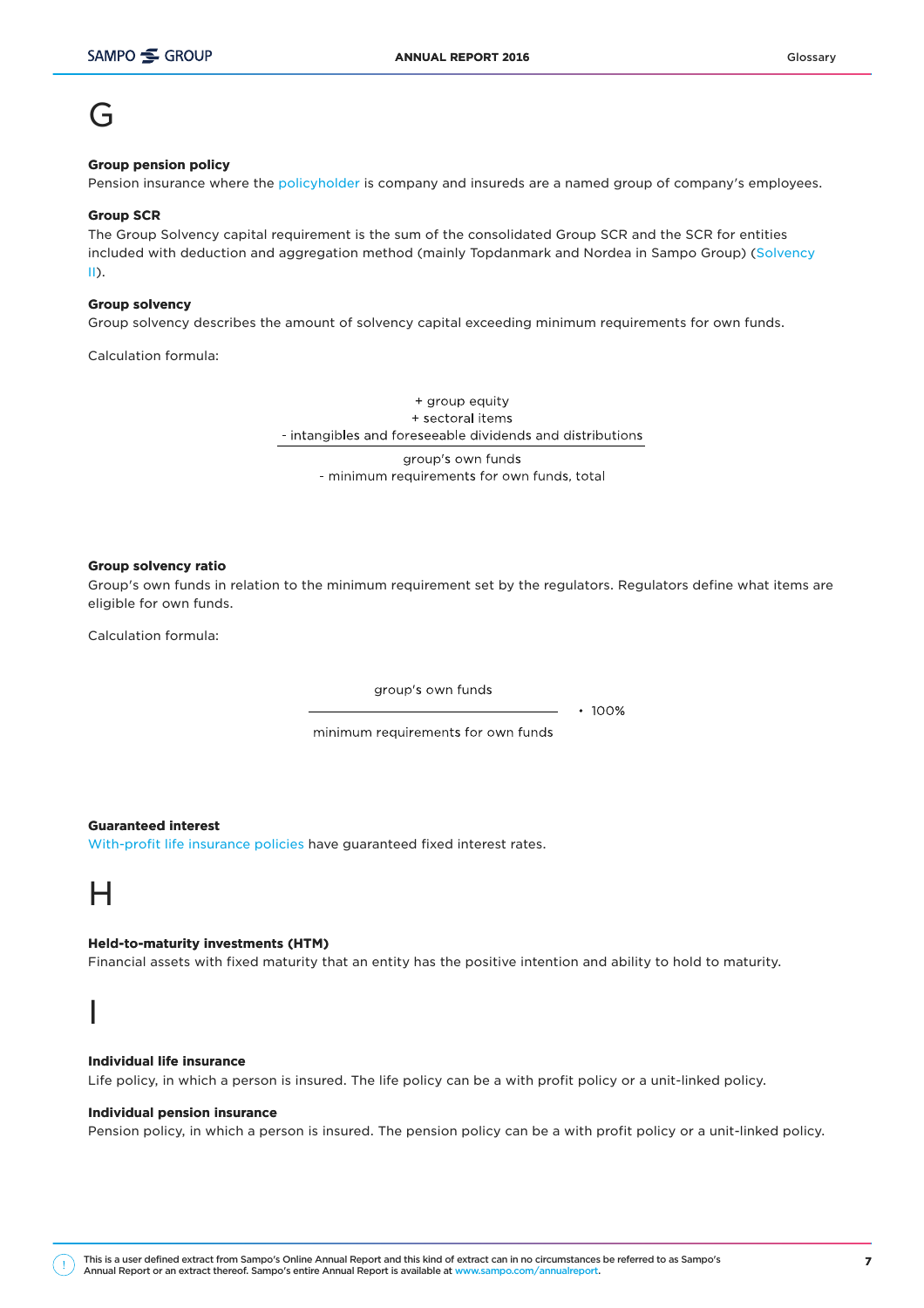# G

**Group pension policy**
Pension insurance where the policyholder is company and insureds are a named group of company's employees.

**Group SCR**
The Group Solvency capital requirement is the sum of the consolidated Group SCR and the SCR for entities included with deduction and aggregation method (mainly Topdanmark and Nordea in Sampo Group) (Solvency II).

**Group solvency**
Group solvency describes the amount of solvency capital exceeding minimum requirements for own funds.

Calculation formula:

+ group equity
+ sectoral items
- intangibles and foreseeable dividends and distributions

---

group's own funds
- minimum requirements for own funds, total

**Group solvency ratio**
Group's own funds in relation to the minimum requirement set by the regulators. Regulators define what items are eligible for own funds.

Calculation formula:

$$\frac{\text{group's own funds}}{\text{minimum requirements for own funds}} \cdot 100\%$$

**Guaranteed interest**
With-profit life insurance policies have guaranteed fixed interest rates.

# H

**Held-to-maturity investments (HTM)**
Financial assets with fixed maturity that an entity has the positive intention and ability to hold to maturity.

# I

**Individual life insurance**
Life policy, in which a person is insured. The life policy can be a with profit policy or a unit-linked policy.

**Individual pension insurance**
Pension policy, in which a person is insured. The pension policy can be a with profit policy or a unit-linked policy.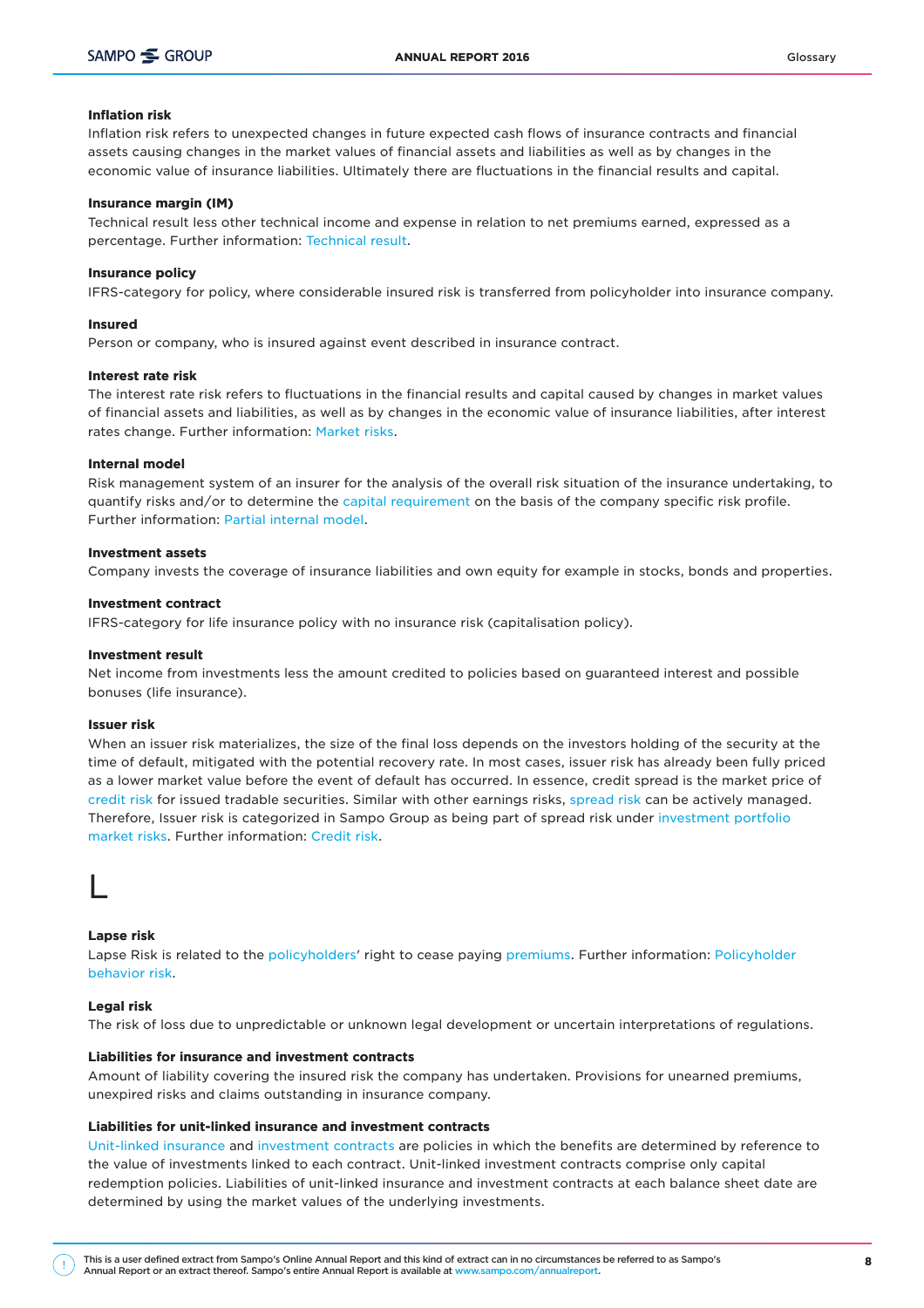### Inflation risk

Inflation risk refers to unexpected changes in future expected cash flows of insurance contracts and financial assets causing changes in the market values of financial assets and liabilities as well as by changes in the economic value of insurance liabilities. Ultimately there are fluctuations in the financial results and capital.

### Insurance margin (IM)

Technical result less other technical income and expense in relation to net premiums earned, expressed as a percentage. Further information: Technical result.

### Insurance policy

IFRS-category for policy, where considerable insured risk is transferred from policyholder into insurance company.

### Insured

Person or company, who is insured against event described in insurance contract.

### Interest rate risk

The interest rate risk refers to fluctuations in the financial results and capital caused by changes in market values of financial assets and liabilities, as well as by changes in the economic value of insurance liabilities, after interest rates change. Further information: Market risks.

### Internal model

Risk management system of an insurer for the analysis of the overall risk situation of the insurance undertaking, to quantify risks and/or to determine the capital requirement on the basis of the company specific risk profile. Further information: Partial internal model.

### Investment assets

Company invests the coverage of insurance liabilities and own equity for example in stocks, bonds and properties.

### Investment contract

IFRS-category for life insurance policy with no insurance risk (capitalisation policy).

### Investment result

Net income from investments less the amount credited to policies based on guaranteed interest and possible bonuses (life insurance).

### Issuer risk

When an issuer risk materializes, the size of the final loss depends on the investors holding of the security at the time of default, mitigated with the potential recovery rate. In most cases, issuer risk has already been fully priced as a lower market value before the event of default has occurred. In essence, credit spread is the market price of credit risk for issued tradable securities. Similar with other earnings risks, spread risk can be actively managed. Therefore, Issuer risk is categorized in Sampo Group as being part of spread risk under investment portfolio market risks. Further information: Credit risk.

# L

### Lapse risk

Lapse Risk is related to the policyholders' right to cease paying premiums. Further information: Policyholder behavior risk.

### Legal risk

The risk of loss due to unpredictable or unknown legal development or uncertain interpretations of regulations.

### Liabilities for insurance and investment contracts

Amount of liability covering the insured risk the company has undertaken. Provisions for unearned premiums, unexpired risks and claims outstanding in insurance company.

### Liabilities for unit-linked insurance and investment contracts

Unit-linked insurance and investment contracts are policies in which the benefits are determined by reference to the value of investments linked to each contract. Unit-linked investment contracts comprise only capital redemption policies. Liabilities of unit-linked insurance and investment contracts at each balance sheet date are determined by using the market values of the underlying investments.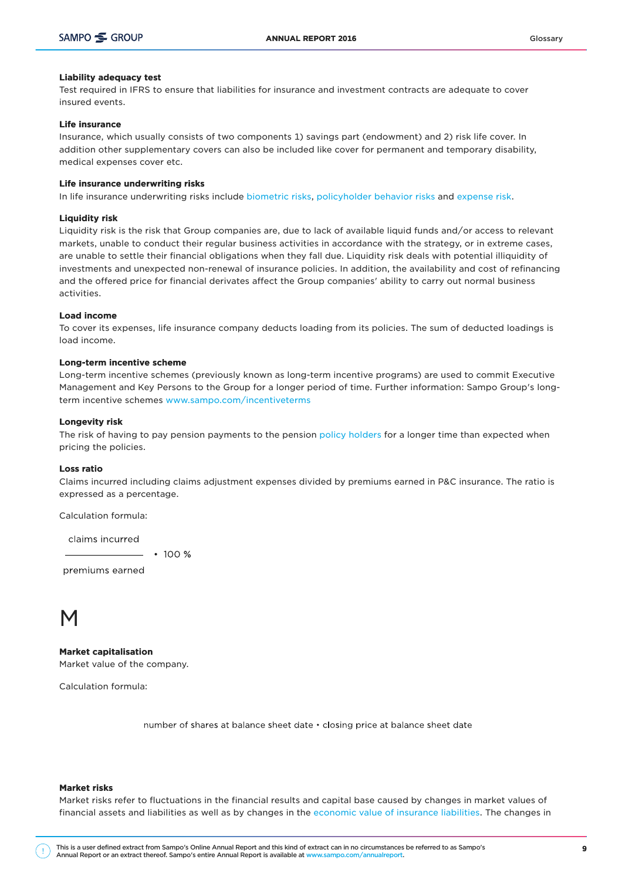**Liability adequacy test**

Test required in IFRS to ensure that liabilities for insurance and investment contracts are adequate to cover insured events.

**Life insurance**

Insurance, which usually consists of two components 1) savings part (endowment) and 2) risk life cover. In addition other supplementary covers can also be included like cover for permanent and temporary disability, medical expenses cover etc.

**Life insurance underwriting risks**

In life insurance underwriting risks include biometric risks, policyholder behavior risks and expense risk.

**Liquidity risk**

Liquidity risk is the risk that Group companies are, due to lack of available liquid funds and/or access to relevant markets, unable to conduct their regular business activities in accordance with the strategy, or in extreme cases, are unable to settle their financial obligations when they fall due. Liquidity risk deals with potential illiquidity of investments and unexpected non-renewal of insurance policies. In addition, the availability and cost of refinancing and the offered price for financial derivates affect the Group companies' ability to carry out normal business activities.

**Load income**

To cover its expenses, life insurance company deducts loading from its policies. The sum of deducted loadings is load income.

**Long-term incentive scheme**

Long-term incentive schemes (previously known as long-term incentive programs) are used to commit Executive Management and Key Persons to the Group for a longer period of time. Further information: Sampo Group's long-term incentive schemes www.sampo.com/incentiveterms

**Longevity risk**

The risk of having to pay pension payments to the pension policy holders for a longer time than expected when pricing the policies.

**Loss ratio**

Claims incurred including claims adjustment expenses divided by premiums earned in P&C insurance. The ratio is expressed as a percentage.

Calculation formula:

$$\frac{\text{claims incurred}}{\text{premiums earned}} \cdot 100\ \%$$

# M

**Market capitalisation**

Market value of the company.

Calculation formula:

$$\text{number of shares at balance sheet date} \cdot \text{closing price at balance sheet date}$$

**Market risks**

Market risks refer to fluctuations in the financial results and capital base caused by changes in market values of financial assets and liabilities as well as by changes in the economic value of insurance liabilities. The changes in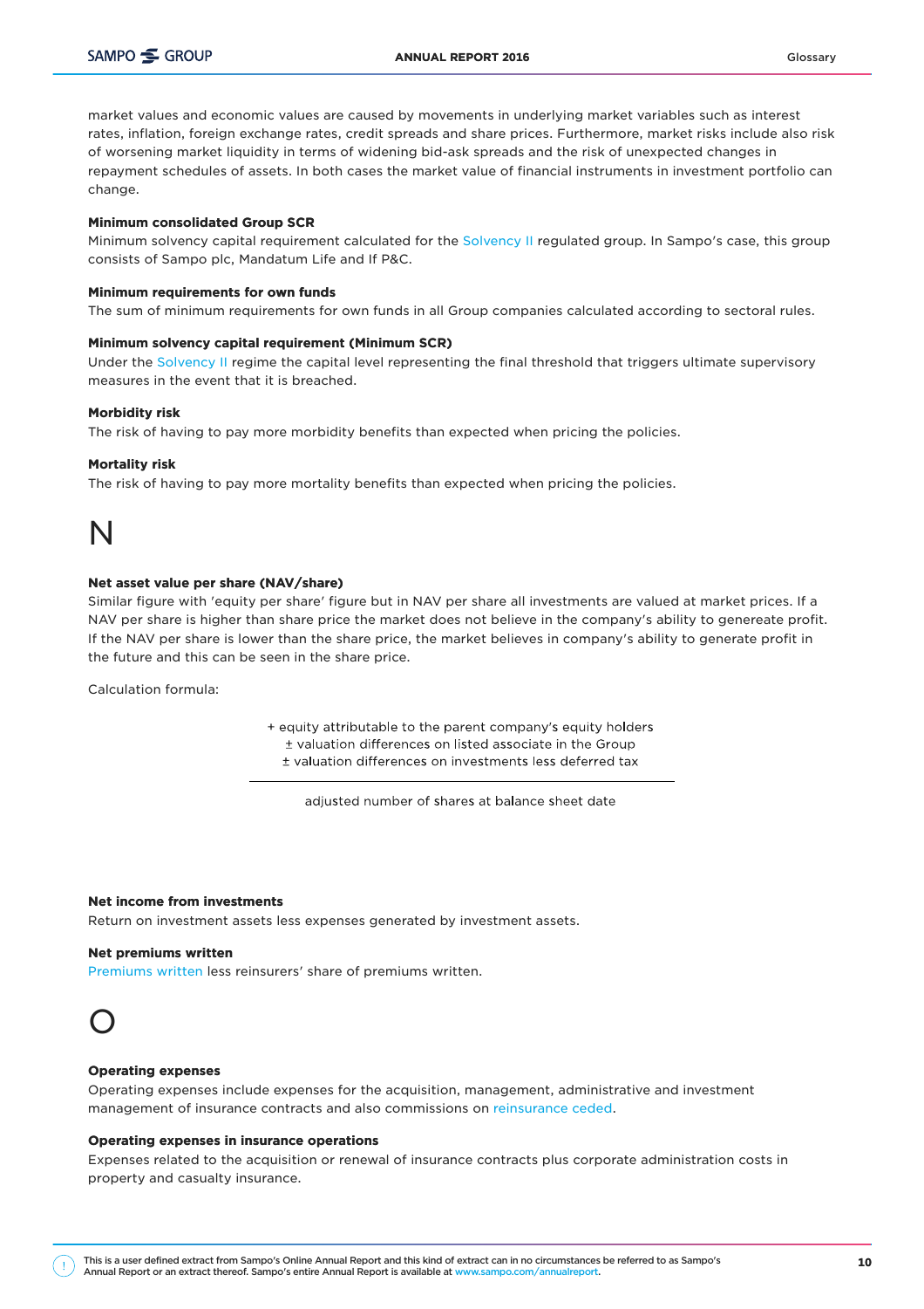market values and economic values are caused by movements in underlying market variables such as interest rates, inflation, foreign exchange rates, credit spreads and share prices. Furthermore, market risks include also risk of worsening market liquidity in terms of widening bid-ask spreads and the risk of unexpected changes in repayment schedules of assets. In both cases the market value of financial instruments in investment portfolio can change.

**Minimum consolidated Group SCR**
Minimum solvency capital requirement calculated for the Solvency II regulated group. In Sampo's case, this group consists of Sampo plc, Mandatum Life and If P&C.

**Minimum requirements for own funds**
The sum of minimum requirements for own funds in all Group companies calculated according to sectoral rules.

**Minimum solvency capital requirement (Minimum SCR)**
Under the Solvency II regime the capital level representing the final threshold that triggers ultimate supervisory measures in the event that it is breached.

**Morbidity risk**
The risk of having to pay more morbidity benefits than expected when pricing the policies.

**Mortality risk**
The risk of having to pay more mortality benefits than expected when pricing the policies.

# N

**Net asset value per share (NAV/share)**
Similar figure with 'equity per share' figure but in NAV per share all investments are valued at market prices. If a NAV per share is higher than share price the market does not believe in the company's ability to genereate profit. If the NAV per share is lower than the share price, the market believes in company's ability to generate profit in the future and this can be seen in the share price.

Calculation formula:

$$\frac{\begin{array}{l} + \text{ equity attributable to the parent company's equity holders} \\ \pm \text{ valuation differences on listed associate in the Group} \\ \pm \text{ valuation differences on investments less deferred tax} \end{array}}{\text{adjusted number of shares at balance sheet date}}$$

**Net income from investments**
Return on investment assets less expenses generated by investment assets.

**Net premiums written**
Premiums written less reinsurers' share of premiums written.

# O

**Operating expenses**
Operating expenses include expenses for the acquisition, management, administrative and investment management of insurance contracts and also commissions on reinsurance ceded.

**Operating expenses in insurance operations**
Expenses related to the acquisition or renewal of insurance contracts plus corporate administration costs in property and casualty insurance.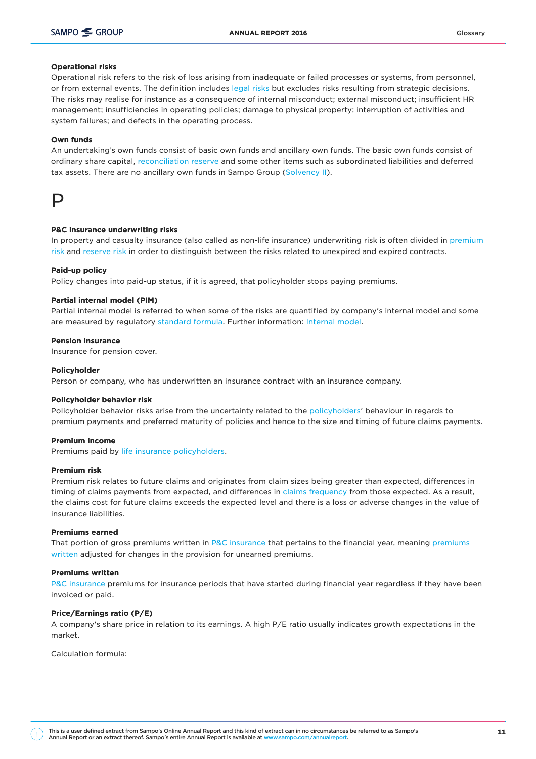**Operational risks**

Operational risk refers to the risk of loss arising from inadequate or failed processes or systems, from personnel, or from external events. The definition includes legal risks but excludes risks resulting from strategic decisions. The risks may realise for instance as a consequence of internal misconduct; external misconduct; insufficient HR management; insufficiencies in operating policies; damage to physical property; interruption of activities and system failures; and defects in the operating process.

**Own funds**

An undertaking's own funds consist of basic own funds and ancillary own funds. The basic own funds consist of ordinary share capital, reconciliation reserve and some other items such as subordinated liabilities and deferred tax assets. There are no ancillary own funds in Sampo Group (Solvency II).

# P

**P&C insurance underwriting risks**

In property and casualty insurance (also called as non-life insurance) underwriting risk is often divided in premium risk and reserve risk in order to distinguish between the risks related to unexpired and expired contracts.

**Paid-up policy**

Policy changes into paid-up status, if it is agreed, that policyholder stops paying premiums.

**Partial internal model (PIM)**

Partial internal model is referred to when some of the risks are quantified by company's internal model and some are measured by regulatory standard formula. Further information: Internal model.

**Pension insurance**

Insurance for pension cover.

**Policyholder**

Person or company, who has underwritten an insurance contract with an insurance company.

**Policyholder behavior risk**

Policyholder behavior risks arise from the uncertainty related to the policyholders' behaviour in regards to premium payments and preferred maturity of policies and hence to the size and timing of future claims payments.

**Premium income**

Premiums paid by life insurance policyholders.

**Premium risk**

Premium risk relates to future claims and originates from claim sizes being greater than expected, differences in timing of claims payments from expected, and differences in claims frequency from those expected. As a result, the claims cost for future claims exceeds the expected level and there is a loss or adverse changes in the value of insurance liabilities.

**Premiums earned**

That portion of gross premiums written in P&C insurance that pertains to the financial year, meaning premiums written adjusted for changes in the provision for unearned premiums.

**Premiums written**

P&C insurance premiums for insurance periods that have started during financial year regardless if they have been invoiced or paid.

**Price/Earnings ratio (P/E)**

A company's share price in relation to its earnings. A high P/E ratio usually indicates growth expectations in the market.

Calculation formula:

This is a user defined extract from Sampo's Online Annual Report and this kind of extract can in no circumstances be referred to as Sampo's Annual Report or an extract thereof. Sampo's entire Annual Report is available at www.sampo.com/annualreport.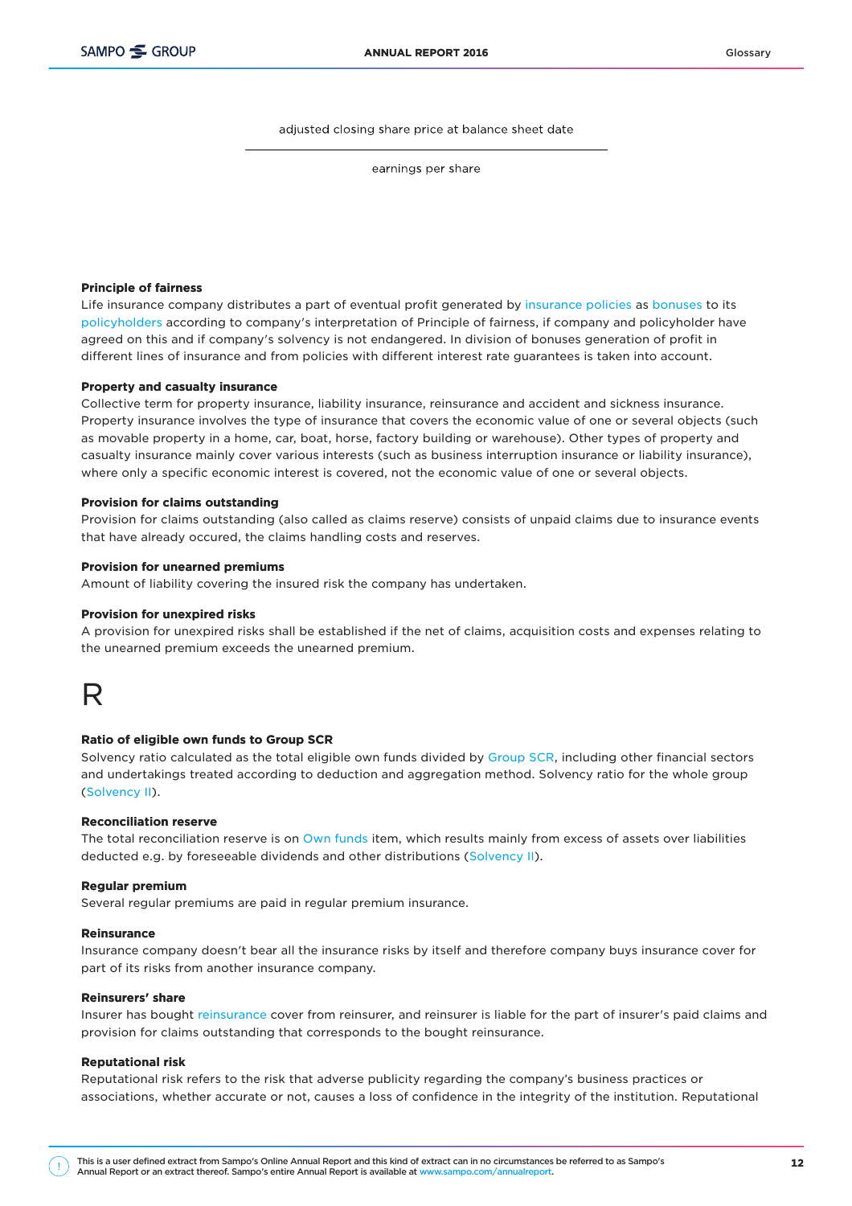$$\frac{\text{adjusted closing share price at balance sheet date}}{\text{earnings per share}}$$

**Principle of fairness**
Life insurance company distributes a part of eventual profit generated by insurance policies as bonuses to its policyholders according to company's interpretation of Principle of fairness, if company and policyholder have agreed on this and if company's solvency is not endangered. In division of bonuses generation of profit in different lines of insurance and from policies with different interest rate guarantees is taken into account.

**Property and casualty insurance**
Collective term for property insurance, liability insurance, reinsurance and accident and sickness insurance. Property insurance involves the type of insurance that covers the economic value of one or several objects (such as movable property in a home, car, boat, horse, factory building or warehouse). Other types of property and casualty insurance mainly cover various interests (such as business interruption insurance or liability insurance), where only a specific economic interest is covered, not the economic value of one or several objects.

**Provision for claims outstanding**
Provision for claims outstanding (also called as claims reserve) consists of unpaid claims due to insurance events that have already occured, the claims handling costs and reserves.

**Provision for unearned premiums**
Amount of liability covering the insured risk the company has undertaken.

**Provision for unexpired risks**
A provision for unexpired risks shall be established if the net of claims, acquisition costs and expenses relating to the unearned premium exceeds the unearned premium.

# R

**Ratio of eligible own funds to Group SCR**
Solvency ratio calculated as the total eligible own funds divided by Group SCR, including other financial sectors and undertakings treated according to deduction and aggregation method. Solvency ratio for the whole group (Solvency II).

**Reconciliation reserve**
The total reconciliation reserve is on Own funds item, which results mainly from excess of assets over liabilities deducted e.g. by foreseeable dividends and other distributions (Solvency II).

**Regular premium**
Several regular premiums are paid in regular premium insurance.

**Reinsurance**
Insurance company doesn't bear all the insurance risks by itself and therefore company buys insurance cover for part of its risks from another insurance company.

**Reinsurers' share**
Insurer has bought reinsurance cover from reinsurer, and reinsurer is liable for the part of insurer's paid claims and provision for claims outstanding that corresponds to the bought reinsurance.

**Reputational risk**
Reputational risk refers to the risk that adverse publicity regarding the company's business practices or associations, whether accurate or not, causes a loss of confidence in the integrity of the institution. Reputational

This is a user defined extract from Sampo's Online Annual Report and this kind of extract can in no circumstances be referred to as Sampo's Annual Report or an extract thereof. Sampo's entire Annual Report is available at www.sampo.com/annualreport.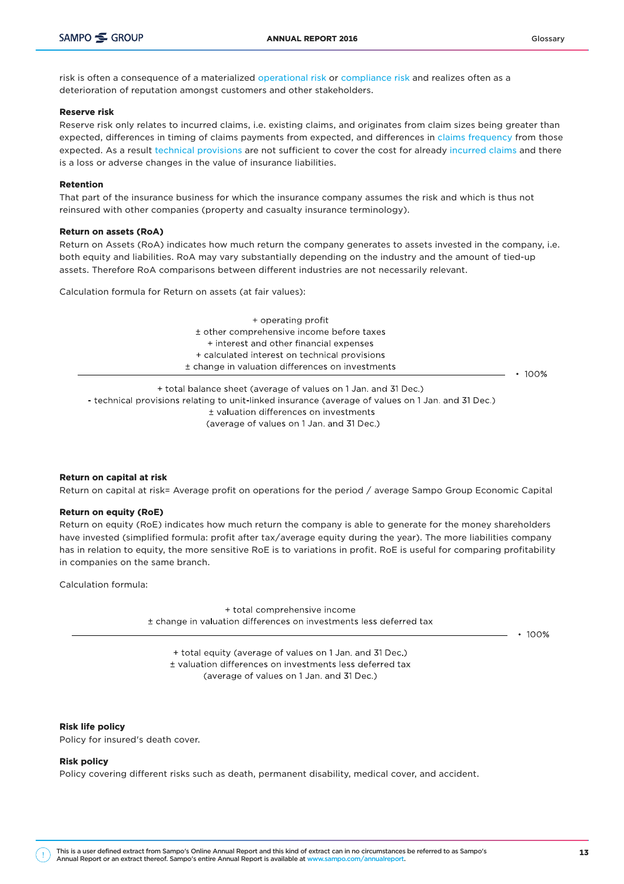risk is often a consequence of a materialized operational risk or compliance risk and realizes often as a deterioration of reputation amongst customers and other stakeholders.

**Reserve risk**

Reserve risk only relates to incurred claims, i.e. existing claims, and originates from claim sizes being greater than expected, differences in timing of claims payments from expected, and differences in claims frequency from those expected. As a result technical provisions are not sufficient to cover the cost for already incurred claims and there is a loss or adverse changes in the value of insurance liabilities.

**Retention**

That part of the insurance business for which the insurance company assumes the risk and which is thus not reinsured with other companies (property and casualty insurance terminology).

**Return on assets (RoA)**

Return on Assets (RoA) indicates how much return the company generates to assets invested in the company, i.e. both equity and liabilities. RoA may vary substantially depending on the industry and the amount of tied-up assets. Therefore RoA comparisons between different industries are not necessarily relevant.

Calculation formula for Return on assets (at fair values):

$$\frac{\begin{array}{c}+\text{ operating profit}\\ \pm\text{ other comprehensive income before taxes}\\ +\text{ interest and other financial expenses}\\ +\text{ calculated interest on technical provisions}\\ \pm\text{ change in valuation differences on investments}\end{array}}{\begin{array}{c}+\text{ total balance sheet (average of values on 1 Jan. and 31 Dec.)}\\ -\text{ technical provisions relating to unit-linked insurance (average of values on 1 Jan. and 31 Dec.)}\\ \pm\text{ valuation differences on investments}\\ \text{(average of values on 1 Jan. and 31 Dec.)}\end{array}} \cdot 100\%$$

**Return on capital at risk**

Return on capital at risk= Average profit on operations for the period / average Sampo Group Economic Capital

**Return on equity (RoE)**

Return on equity (RoE) indicates how much return the company is able to generate for the money shareholders have invested (simplified formula: profit after tax/average equity during the year). The more liabilities company has in relation to equity, the more sensitive RoE is to variations in profit. RoE is useful for comparing profitability in companies on the same branch.

Calculation formula:

$$\frac{\begin{array}{c}+\text{ total comprehensive income}\\ \pm\text{ change in valuation differences on investments less deferred tax}\end{array}}{\begin{array}{c}+\text{ total equity (average of values on 1 Jan. and 31 Dec.)}\\ \pm\text{ valuation differences on investments less deferred tax}\\ \text{(average of values on 1 Jan. and 31 Dec.)}\end{array}} \cdot 100\%$$

**Risk life policy**

Policy for insured's death cover.

**Risk policy**

Policy covering different risks such as death, permanent disability, medical cover, and accident.

This is a user defined extract from Sampo's Online Annual Report and this kind of extract can in no circumstances be referred to as Sampo's Annual Report or an extract thereof. Sampo's entire Annual Report is available at www.sampo.com/annualreport.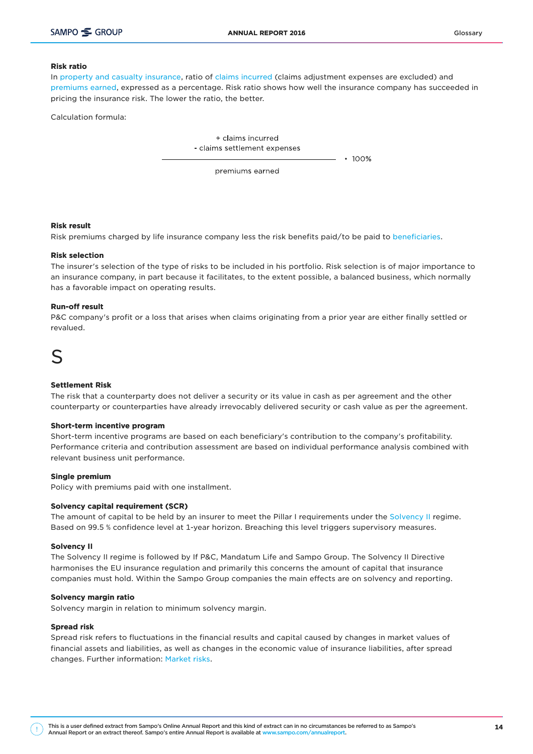**Risk ratio**

In property and casualty insurance, ratio of claims incurred (claims adjustment expenses are excluded) and premiums earned, expressed as a percentage. Risk ratio shows how well the insurance company has succeeded in pricing the insurance risk. The lower the ratio, the better.

Calculation formula:

$$\frac{+\text{ claims incurred} \quad - \text{ claims settlement expenses}}{\text{premiums earned}} \cdot 100\%$$

**Risk result**

Risk premiums charged by life insurance company less the risk benefits paid/to be paid to beneficiaries.

**Risk selection**

The insurer's selection of the type of risks to be included in his portfolio. Risk selection is of major importance to an insurance company, in part because it facilitates, to the extent possible, a balanced business, which normally has a favorable impact on operating results.

**Run-off result**

P&C company's profit or a loss that arises when claims originating from a prior year are either finally settled or revalued.

# S

**Settlement Risk**

The risk that a counterparty does not deliver a security or its value in cash as per agreement and the other counterparty or counterparties have already irrevocably delivered security or cash value as per the agreement.

**Short-term incentive program**

Short-term incentive programs are based on each beneficiary's contribution to the company's profitability. Performance criteria and contribution assessment are based on individual performance analysis combined with relevant business unit performance.

**Single premium**

Policy with premiums paid with one installment.

**Solvency capital requirement (SCR)**

The amount of capital to be held by an insurer to meet the Pillar I requirements under the Solvency II regime. Based on 99.5 % confidence level at 1-year horizon. Breaching this level triggers supervisory measures.

**Solvency II**

The Solvency II regime is followed by If P&C, Mandatum Life and Sampo Group. The Solvency II Directive harmonises the EU insurance regulation and primarily this concerns the amount of capital that insurance companies must hold. Within the Sampo Group companies the main effects are on solvency and reporting.

**Solvency margin ratio**

Solvency margin in relation to minimum solvency margin.

**Spread risk**

Spread risk refers to fluctuations in the financial results and capital caused by changes in market values of financial assets and liabilities, as well as changes in the economic value of insurance liabilities, after spread changes. Further information: Market risks.

This is a user defined extract from Sampo's Online Annual Report and this kind of extract can in no circumstances be referred to as Sampo's Annual Report or an extract thereof. Sampo's entire Annual Report is available at www.sampo.com/annualreport.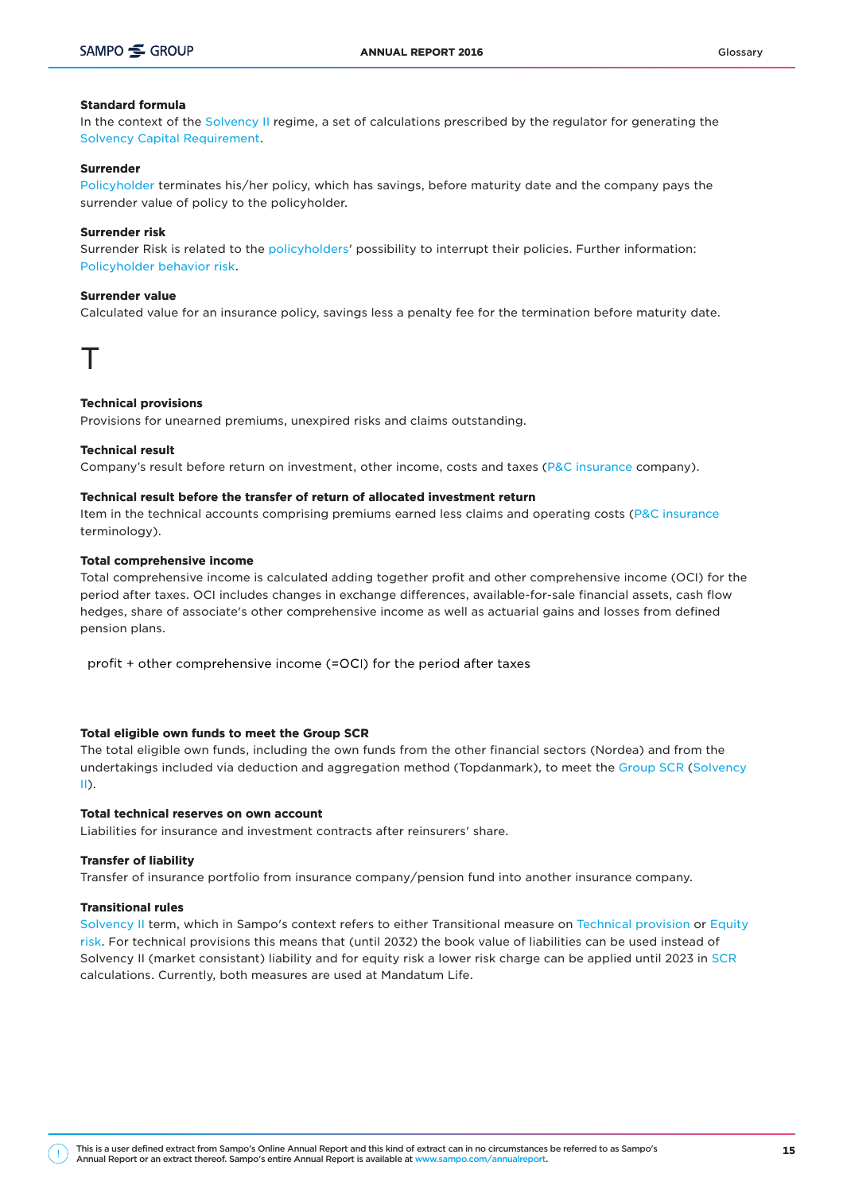**Standard formula**
In the context of the Solvency II regime, a set of calculations prescribed by the regulator for generating the Solvency Capital Requirement.

**Surrender**
Policyholder terminates his/her policy, which has savings, before maturity date and the company pays the surrender value of policy to the policyholder.

**Surrender risk**
Surrender Risk is related to the policyholders' possibility to interrupt their policies. Further information: Policyholder behavior risk.

**Surrender value**
Calculated value for an insurance policy, savings less a penalty fee for the termination before maturity date.

# T

**Technical provisions**
Provisions for unearned premiums, unexpired risks and claims outstanding.

**Technical result**
Company's result before return on investment, other income, costs and taxes (P&C insurance company).

**Technical result before the transfer of return of allocated investment return**
Item in the technical accounts comprising premiums earned less claims and operating costs (P&C insurance terminology).

**Total comprehensive income**
Total comprehensive income is calculated adding together profit and other comprehensive income (OCI) for the period after taxes. OCI includes changes in exchange differences, available-for-sale financial assets, cash flow hedges, share of associate's other comprehensive income as well as actuarial gains and losses from defined pension plans.

profit + other comprehensive income (=OCI) for the period after taxes

**Total eligible own funds to meet the Group SCR**
The total eligible own funds, including the own funds from the other financial sectors (Nordea) and from the undertakings included via deduction and aggregation method (Topdanmark), to meet the Group SCR (Solvency II).

**Total technical reserves on own account**
Liabilities for insurance and investment contracts after reinsurers' share.

**Transfer of liability**
Transfer of insurance portfolio from insurance company/pension fund into another insurance company.

**Transitional rules**
Solvency II term, which in Sampo's context refers to either Transitional measure on Technical provision or Equity risk. For technical provisions this means that (until 2032) the book value of liabilities can be used instead of Solvency II (market consistant) liability and for equity risk a lower risk charge can be applied until 2023 in SCR calculations. Currently, both measures are used at Mandatum Life.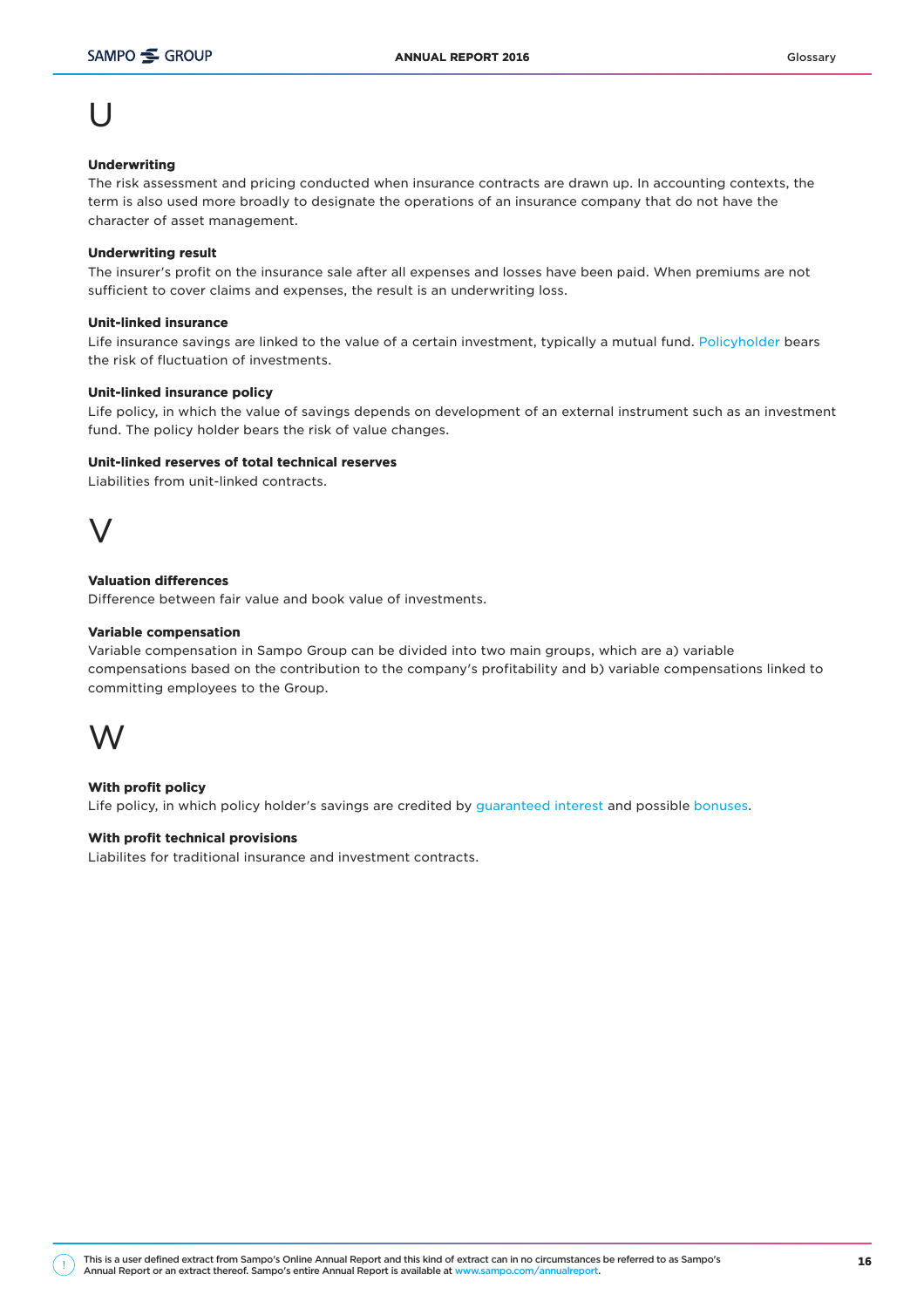# U

### Underwriting

The risk assessment and pricing conducted when insurance contracts are drawn up. In accounting contexts, the term is also used more broadly to designate the operations of an insurance company that do not have the character of asset management.

### Underwriting result

The insurer's profit on the insurance sale after all expenses and losses have been paid. When premiums are not sufficient to cover claims and expenses, the result is an underwriting loss.

### Unit-linked insurance

Life insurance savings are linked to the value of a certain investment, typically a mutual fund. Policyholder bears the risk of fluctuation of investments.

### Unit-linked insurance policy

Life policy, in which the value of savings depends on development of an external instrument such as an investment fund. The policy holder bears the risk of value changes.

### Unit-linked reserves of total technical reserves

Liabilities from unit-linked contracts.

# V

### Valuation differences

Difference between fair value and book value of investments.

### Variable compensation

Variable compensation in Sampo Group can be divided into two main groups, which are a) variable compensations based on the contribution to the company's profitability and b) variable compensations linked to committing employees to the Group.

# W

### With profit policy

Life policy, in which policy holder's savings are credited by guaranteed interest and possible bonuses.

### With profit technical provisions

Liabilites for traditional insurance and investment contracts.